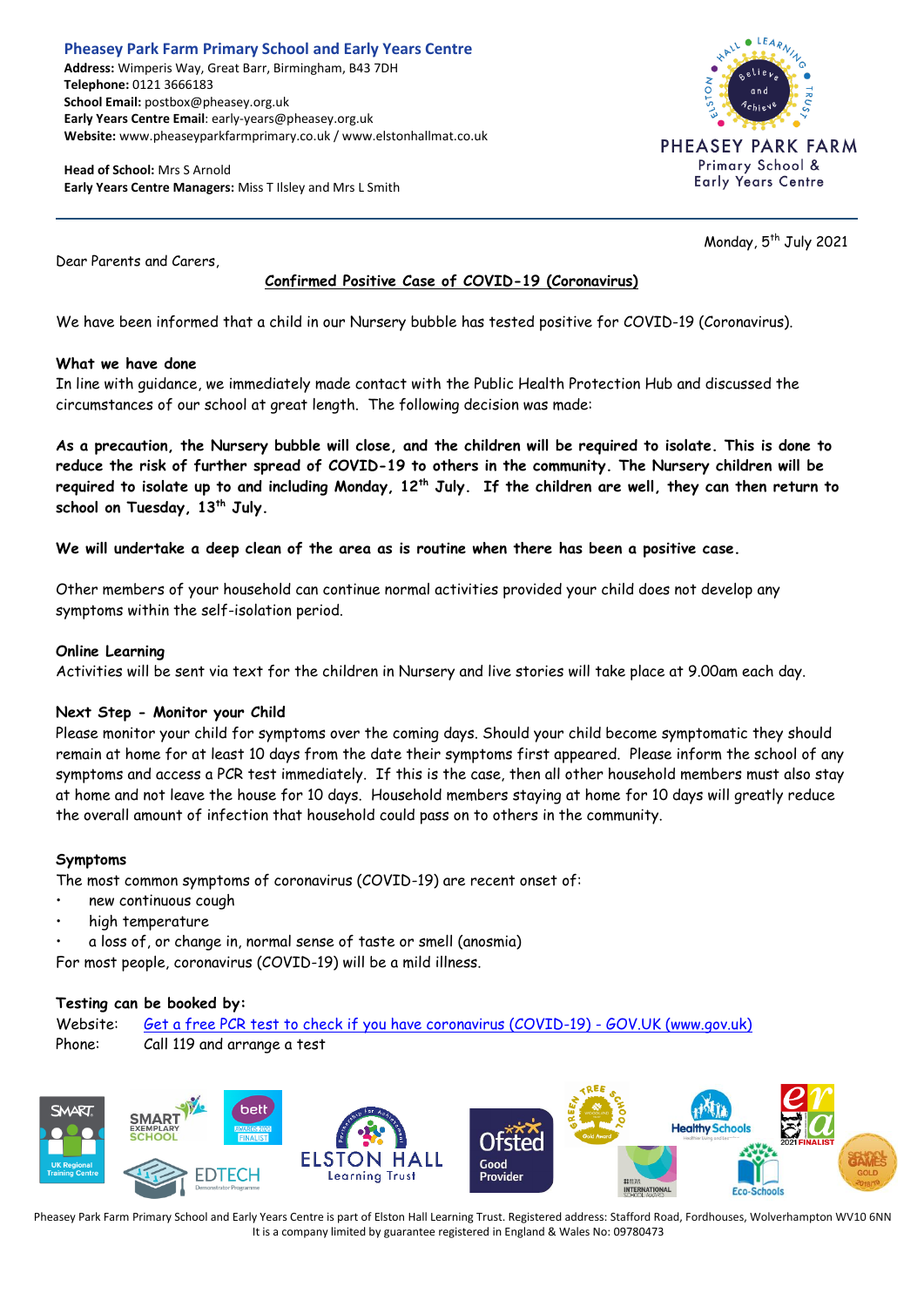**Pheasey Park Farm Primary School and Early Years Centre**
**Address:** Wimperis Way, Great Barr, Birmingham, B43 7DH
**Telephone:** 0121 3666183
**School Email:** postbox@pheasey.org.uk
**Early Years Centre Email**: early-years@pheasey.org.uk
**Website:** www.pheaseyparkfarmprimary.co.uk / www.elstonhallmat.co.uk

**Head of School:** Mrs S Arnold
**Early Years Centre Managers:** Miss T Ilsley and Mrs L Smith

PHEASEY PARK FARM
Primary School & Early Years Centre

Monday, 5th July 2021

Dear Parents and Carers,

**Confirmed Positive Case of COVID-19 (Coronavirus)**

We have been informed that a child in our Nursery bubble has tested positive for COVID-19 (Coronavirus).

**What we have done**

In line with guidance, we immediately made contact with the Public Health Protection Hub and discussed the circumstances of our school at great length. The following decision was made:

**As a precaution, the Nursery bubble will close, and the children will be required to isolate. This is done to reduce the risk of further spread of COVID-19 to others in the community. The Nursery children will be required to isolate up to and including Monday, 12th July. If the children are well, they can then return to school on Tuesday, 13th July.**

**We will undertake a deep clean of the area as is routine when there has been a positive case.**

Other members of your household can continue normal activities provided your child does not develop any symptoms within the self-isolation period.

**Online Learning**

Activities will be sent via text for the children in Nursery and live stories will take place at 9.00am each day.

**Next Step - Monitor your Child**

Please monitor your child for symptoms over the coming days. Should your child become symptomatic they should remain at home for at least 10 days from the date their symptoms first appeared. Please inform the school of any symptoms and access a PCR test immediately. If this is the case, then all other household members must also stay at home and not leave the house for 10 days. Household members staying at home for 10 days will greatly reduce the overall amount of infection that household could pass on to others in the community.

**Symptoms**

The most common symptoms of coronavirus (COVID-19) are recent onset of:

- new continuous cough
- high temperature
- a loss of, or change in, normal sense of taste or smell (anosmia)

For most people, coronavirus (COVID-19) will be a mild illness.

**Testing can be booked by:**

Website: [Get a free PCR test to check if you have coronavirus (COVID-19) - GOV.UK (www.gov.uk)](www.gov.uk)
Phone: Call 119 and arrange a test

Pheasey Park Farm Primary School and Early Years Centre is part of Elston Hall Learning Trust. Registered address: Stafford Road, Fordhouses, Wolverhampton WV10 6NN
It is a company limited by guarantee registered in England & Wales No: 09780473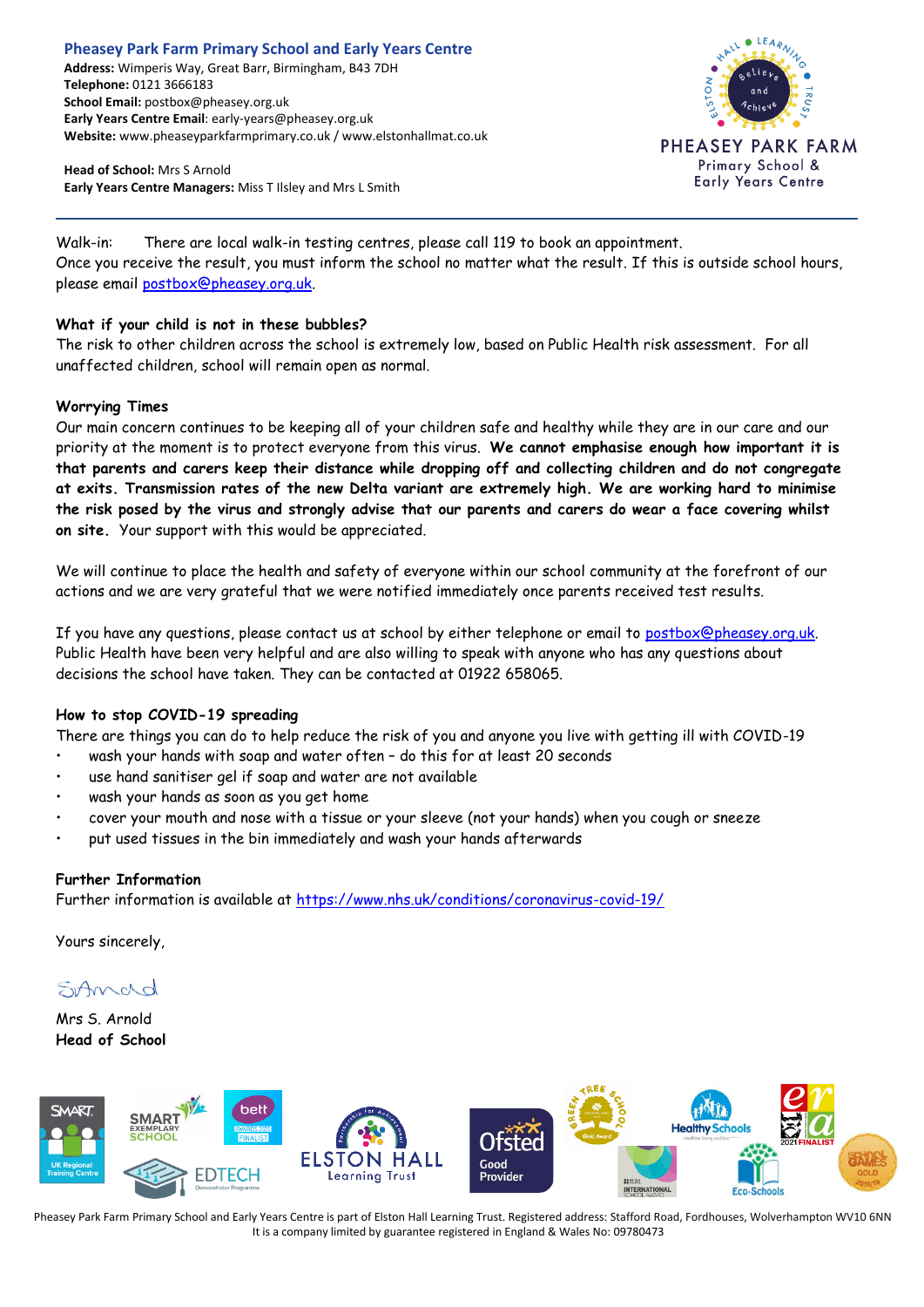**Pheasey Park Farm Primary School and Early Years Centre**
**Address:** Wimperis Way, Great Barr, Birmingham, B43 7DH
**Telephone:** 0121 3666183
**School Email:** postbox@pheasey.org.uk
**Early Years Centre Email**: early-years@pheasey.org.uk
**Website:** www.pheaseyparkfarmprimary.co.uk / www.elstonhallmat.co.uk

**Head of School:** Mrs S Arnold
**Early Years Centre Managers:** Miss T Ilsley and Mrs L Smith

PHEASEY PARK FARM
Primary School &
Early Years Centre

---

Walk-in: There are local walk-in testing centres, please call 119 to book an appointment.
Once you receive the result, you must inform the school no matter what the result. If this is outside school hours, please email postbox@pheasey.org.uk.

**What if your child is not in these bubbles?**
The risk to other children across the school is extremely low, based on Public Health risk assessment. For all unaffected children, school will remain open as normal.

**Worrying Times**
Our main concern continues to be keeping all of your children safe and healthy while they are in our care and our priority at the moment is to protect everyone from this virus. **We cannot emphasise enough how important it is that parents and carers keep their distance while dropping off and collecting children and do not congregate at exits. Transmission rates of the new Delta variant are extremely high. We are working hard to minimise the risk posed by the virus and strongly advise that our parents and carers do wear a face covering whilst on site.** Your support with this would be appreciated.

We will continue to place the health and safety of everyone within our school community at the forefront of our actions and we are very grateful that we were notified immediately once parents received test results.

If you have any questions, please contact us at school by either telephone or email to postbox@pheasey.org.uk. Public Health have been very helpful and are also willing to speak with anyone who has any questions about decisions the school have taken. They can be contacted at 01922 658065.

**How to stop COVID-19 spreading**
There are things you can do to help reduce the risk of you and anyone you live with getting ill with COVID-19

- wash your hands with soap and water often – do this for at least 20 seconds
- use hand sanitiser gel if soap and water are not available
- wash your hands as soon as you get home
- cover your mouth and nose with a tissue or your sleeve (not your hands) when you cough or sneeze
- put used tissues in the bin immediately and wash your hands afterwards

**Further Information**
Further information is available at https://www.nhs.uk/conditions/coronavirus-covid-19/

Yours sincerely,

SArnold

Mrs S. Arnold
**Head of School**

Pheasey Park Farm Primary School and Early Years Centre is part of Elston Hall Learning Trust. Registered address: Stafford Road, Fordhouses, Wolverhampton WV10 6NN
It is a company limited by guarantee registered in England & Wales No: 09780473